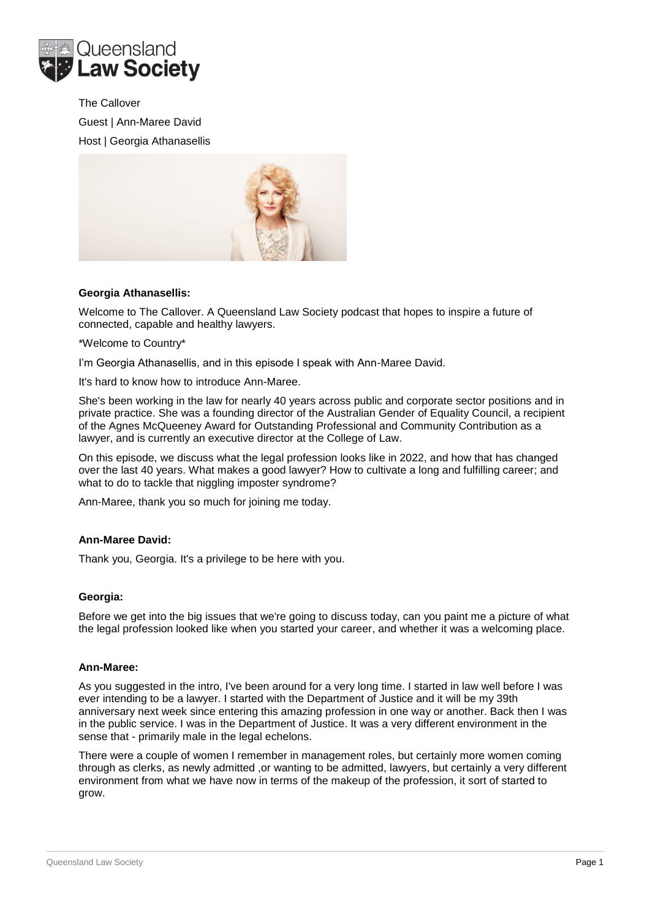The Callover

Guest | Ann-Maree David

Host | Georgia Athanasellis

**Georgia Athanasellis:**

Welcome to The Callover. A Queensland Law Society podcast that hopes to inspire a future of connected, capable and healthy lawyers.

*Welcome to Country*

I'm Georgia Athanasellis, and in this episode I speak with Ann-Maree David.

It's hard to know how to introduce Ann-Maree.

She's been working in the law for nearly 40 years across public and corporate sector positions and in private practice. She was a founding director of the Australian Gender of Equality Council, a recipient of the Agnes McQueeney Award for Outstanding Professional and Community Contribution as a lawyer, and is currently an executive director at the College of Law.

On this episode, we discuss what the legal profession looks like in 2022, and how that has changed over the last 40 years. What makes a good lawyer? How to cultivate a long and fulfilling career; and what to do to tackle that niggling imposter syndrome?

Ann-Maree, thank you so much for joining me today.

**Ann-Maree David:**

Thank you, Georgia. It's a privilege to be here with you.

**Georgia:**

Before we get into the big issues that we're going to discuss today, can you paint me a picture of what the legal profession looked like when you started your career, and whether it was a welcoming place.

**Ann-Maree:**

As you suggested in the intro, I've been around for a very long time. I started in law well before I was ever intending to be a lawyer. I started with the Department of Justice and it will be my 39th anniversary next week since entering this amazing profession in one way or another. Back then I was in the public service. I was in the Department of Justice. It was a very different environment in the sense that - primarily male in the legal echelons.

There were a couple of women I remember in management roles, but certainly more women coming through as clerks, as newly admitted ,or wanting to be admitted, lawyers, but certainly a very different environment from what we have now in terms of the makeup of the profession, it sort of started to grow.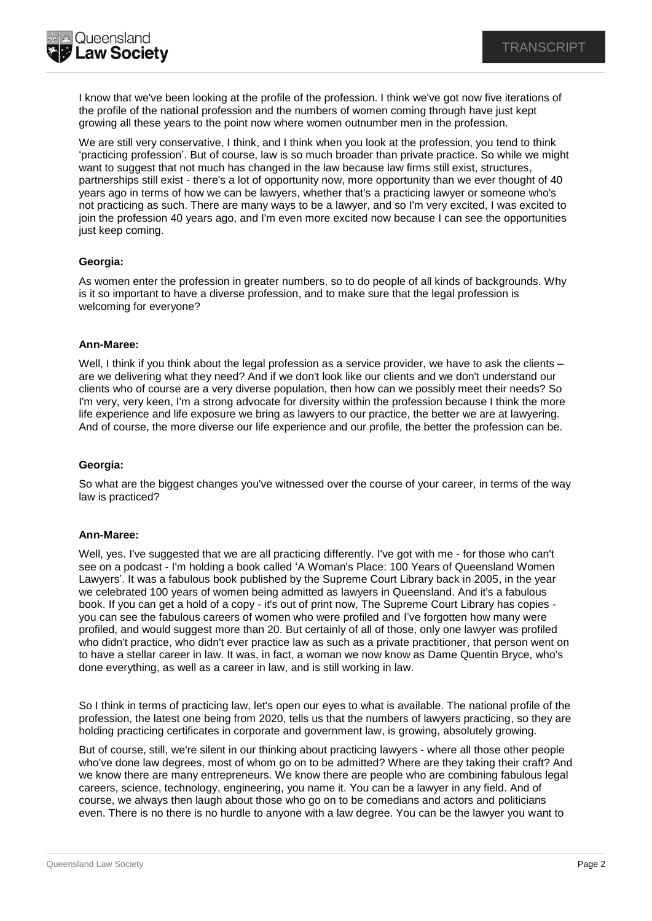I know that we've been looking at the profile of the profession. I think we've got now five iterations of the profile of the national profession and the numbers of women coming through have just kept growing all these years to the point now where women outnumber men in the profession.

We are still very conservative, I think, and I think when you look at the profession, you tend to think 'practicing profession'. But of course, law is so much broader than private practice. So while we might want to suggest that not much has changed in the law because law firms still exist, structures, partnerships still exist - there's a lot of opportunity now, more opportunity than we ever thought of 40 years ago in terms of how we can be lawyers, whether that's a practicing lawyer or someone who's not practicing as such. There are many ways to be a lawyer, and so I'm very excited, I was excited to join the profession 40 years ago, and I'm even more excited now because I can see the opportunities just keep coming.

**Georgia:**

As women enter the profession in greater numbers, so to do people of all kinds of backgrounds. Why is it so important to have a diverse profession, and to make sure that the legal profession is welcoming for everyone?

**Ann-Maree:**

Well, I think if you think about the legal profession as a service provider, we have to ask the clients – are we delivering what they need? And if we don't look like our clients and we don't understand our clients who of course are a very diverse population, then how can we possibly meet their needs? So I'm very, very keen, I'm a strong advocate for diversity within the profession because I think the more life experience and life exposure we bring as lawyers to our practice, the better we are at lawyering. And of course, the more diverse our life experience and our profile, the better the profession can be.

**Georgia:**

So what are the biggest changes you've witnessed over the course of your career, in terms of the way law is practiced?

**Ann-Maree:**

Well, yes. I've suggested that we are all practicing differently. I've got with me - for those who can't see on a podcast - I'm holding a book called 'A Woman's Place: 100 Years of Queensland Women Lawyers'. It was a fabulous book published by the Supreme Court Library back in 2005, in the year we celebrated 100 years of women being admitted as lawyers in Queensland. And it's a fabulous book. If you can get a hold of a copy - it's out of print now, The Supreme Court Library has copies - you can see the fabulous careers of women who were profiled and I've forgotten how many were profiled, and would suggest more than 20. But certainly of all of those, only one lawyer was profiled who didn't practice, who didn't ever practice law as such as a private practitioner, that person went on to have a stellar career in law. It was, in fact, a woman we now know as Dame Quentin Bryce, who's done everything, as well as a career in law, and is still working in law.

So I think in terms of practicing law, let's open our eyes to what is available. The national profile of the profession, the latest one being from 2020, tells us that the numbers of lawyers practicing, so they are holding practicing certificates in corporate and government law, is growing, absolutely growing.

But of course, still, we're silent in our thinking about practicing lawyers - where all those other people who've done law degrees, most of whom go on to be admitted? Where are they taking their craft? And we know there are many entrepreneurs. We know there are people who are combining fabulous legal careers, science, technology, engineering, you name it. You can be a lawyer in any field. And of course, we always then laugh about those who go on to be comedians and actors and politicians even. There is no there is no hurdle to anyone with a law degree. You can be the lawyer you want to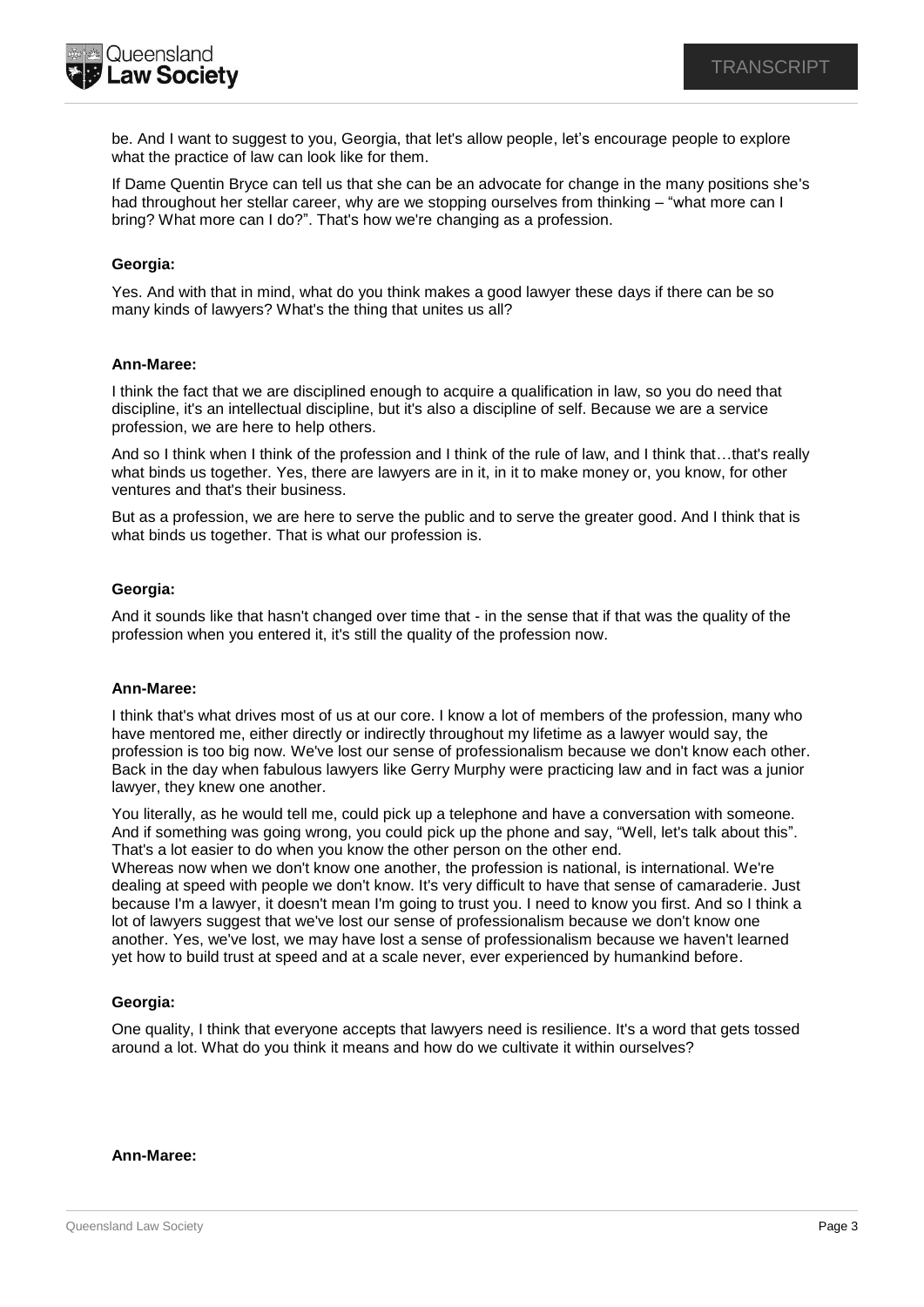be. And I want to suggest to you, Georgia, that let's allow people, let's encourage people to explore what the practice of law can look like for them.

If Dame Quentin Bryce can tell us that she can be an advocate for change in the many positions she's had throughout her stellar career, why are we stopping ourselves from thinking – "what more can I bring? What more can I do?". That's how we're changing as a profession.

**Georgia:**

Yes. And with that in mind, what do you think makes a good lawyer these days if there can be so many kinds of lawyers? What's the thing that unites us all?

**Ann-Maree:**

I think the fact that we are disciplined enough to acquire a qualification in law, so you do need that discipline, it's an intellectual discipline, but it's also a discipline of self. Because we are a service profession, we are here to help others.

And so I think when I think of the profession and I think of the rule of law, and I think that…that's really what binds us together. Yes, there are lawyers are in it, in it to make money or, you know, for other ventures and that's their business.

But as a profession, we are here to serve the public and to serve the greater good. And I think that is what binds us together. That is what our profession is.

**Georgia:**

And it sounds like that hasn't changed over time that - in the sense that if that was the quality of the profession when you entered it, it's still the quality of the profession now.

**Ann-Maree:**

I think that's what drives most of us at our core. I know a lot of members of the profession, many who have mentored me, either directly or indirectly throughout my lifetime as a lawyer would say, the profession is too big now. We've lost our sense of professionalism because we don't know each other. Back in the day when fabulous lawyers like Gerry Murphy were practicing law and in fact was a junior lawyer, they knew one another.

You literally, as he would tell me, could pick up a telephone and have a conversation with someone. And if something was going wrong, you could pick up the phone and say, "Well, let's talk about this". That's a lot easier to do when you know the other person on the other end.

Whereas now when we don't know one another, the profession is national, is international. We're dealing at speed with people we don't know. It's very difficult to have that sense of camaraderie. Just because I'm a lawyer, it doesn't mean I'm going to trust you. I need to know you first. And so I think a lot of lawyers suggest that we've lost our sense of professionalism because we don't know one another. Yes, we've lost, we may have lost a sense of professionalism because we haven't learned yet how to build trust at speed and at a scale never, ever experienced by humankind before.

**Georgia:**

One quality, I think that everyone accepts that lawyers need is resilience. It's a word that gets tossed around a lot. What do you think it means and how do we cultivate it within ourselves?

**Ann-Maree:**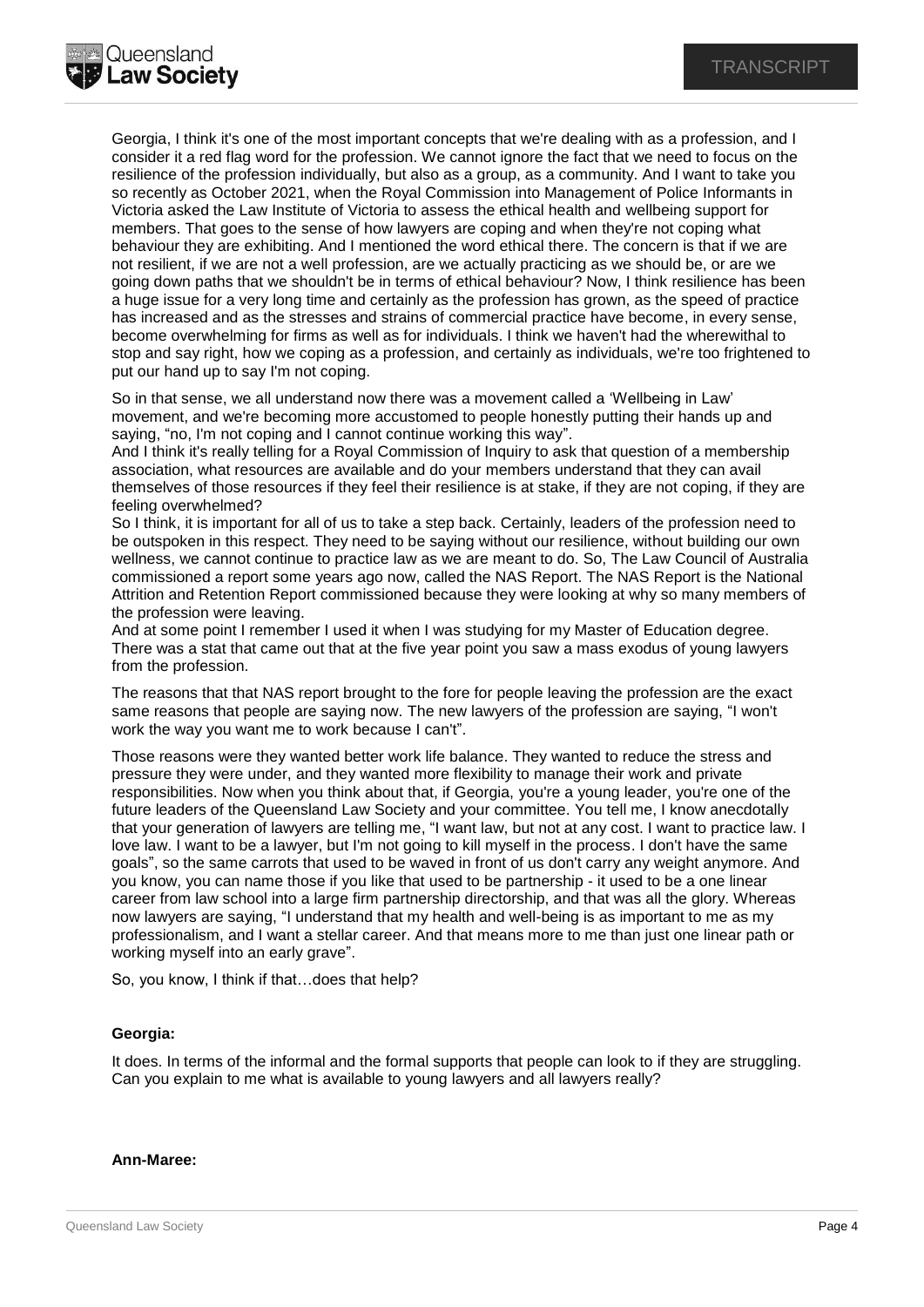Georgia, I think it's one of the most important concepts that we're dealing with as a profession, and I consider it a red flag word for the profession. We cannot ignore the fact that we need to focus on the resilience of the profession individually, but also as a group, as a community. And I want to take you so recently as October 2021, when the Royal Commission into Management of Police Informants in Victoria asked the Law Institute of Victoria to assess the ethical health and wellbeing support for members. That goes to the sense of how lawyers are coping and when they're not coping what behaviour they are exhibiting. And I mentioned the word ethical there. The concern is that if we are not resilient, if we are not a well profession, are we actually practicing as we should be, or are we going down paths that we shouldn't be in terms of ethical behaviour? Now, I think resilience has been a huge issue for a very long time and certainly as the profession has grown, as the speed of practice has increased and as the stresses and strains of commercial practice have become, in every sense, become overwhelming for firms as well as for individuals. I think we haven't had the wherewithal to stop and say right, how we coping as a profession, and certainly as individuals, we're too frightened to put our hand up to say I'm not coping.

So in that sense, we all understand now there was a movement called a 'Wellbeing in Law' movement, and we're becoming more accustomed to people honestly putting their hands up and saying, "no, I'm not coping and I cannot continue working this way".

And I think it's really telling for a Royal Commission of Inquiry to ask that question of a membership association, what resources are available and do your members understand that they can avail themselves of those resources if they feel their resilience is at stake, if they are not coping, if they are feeling overwhelmed?

So I think, it is important for all of us to take a step back. Certainly, leaders of the profession need to be outspoken in this respect. They need to be saying without our resilience, without building our own wellness, we cannot continue to practice law as we are meant to do. So, The Law Council of Australia commissioned a report some years ago now, called the NAS Report. The NAS Report is the National Attrition and Retention Report commissioned because they were looking at why so many members of the profession were leaving.

And at some point I remember I used it when I was studying for my Master of Education degree. There was a stat that came out that at the five year point you saw a mass exodus of young lawyers from the profession.

The reasons that that NAS report brought to the fore for people leaving the profession are the exact same reasons that people are saying now. The new lawyers of the profession are saying, "I won't work the way you want me to work because I can't".

Those reasons were they wanted better work life balance. They wanted to reduce the stress and pressure they were under, and they wanted more flexibility to manage their work and private responsibilities. Now when you think about that, if Georgia, you're a young leader, you're one of the future leaders of the Queensland Law Society and your committee. You tell me, I know anecdotally that your generation of lawyers are telling me, "I want law, but not at any cost. I want to practice law. I love law. I want to be a lawyer, but I'm not going to kill myself in the process. I don't have the same goals", so the same carrots that used to be waved in front of us don't carry any weight anymore. And you know, you can name those if you like that used to be partnership - it used to be a one linear career from law school into a large firm partnership directorship, and that was all the glory. Whereas now lawyers are saying, "I understand that my health and well-being is as important to me as my professionalism, and I want a stellar career. And that means more to me than just one linear path or working myself into an early grave".

So, you know, I think if that…does that help?

**Georgia:**

It does. In terms of the informal and the formal supports that people can look to if they are struggling. Can you explain to me what is available to young lawyers and all lawyers really?

**Ann-Maree:**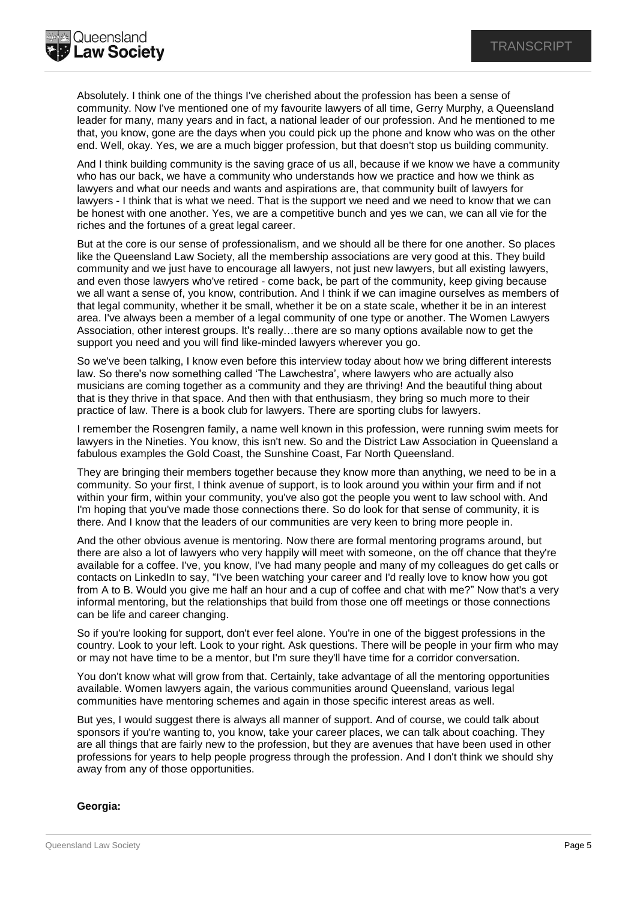Absolutely. I think one of the things I've cherished about the profession has been a sense of community. Now I've mentioned one of my favourite lawyers of all time, Gerry Murphy, a Queensland leader for many, many years and in fact, a national leader of our profession. And he mentioned to me that, you know, gone are the days when you could pick up the phone and know who was on the other end. Well, okay. Yes, we are a much bigger profession, but that doesn't stop us building community.

And I think building community is the saving grace of us all, because if we know we have a community who has our back, we have a community who understands how we practice and how we think as lawyers and what our needs and wants and aspirations are, that community built of lawyers for lawyers - I think that is what we need. That is the support we need and we need to know that we can be honest with one another. Yes, we are a competitive bunch and yes we can, we can all vie for the riches and the fortunes of a great legal career.

But at the core is our sense of professionalism, and we should all be there for one another. So places like the Queensland Law Society, all the membership associations are very good at this. They build community and we just have to encourage all lawyers, not just new lawyers, but all existing lawyers, and even those lawyers who've retired - come back, be part of the community, keep giving because we all want a sense of, you know, contribution. And I think if we can imagine ourselves as members of that legal community, whether it be small, whether it be on a state scale, whether it be in an interest area. I've always been a member of a legal community of one type or another. The Women Lawyers Association, other interest groups. It's really…there are so many options available now to get the support you need and you will find like-minded lawyers wherever you go.

So we've been talking, I know even before this interview today about how we bring different interests law. So there's now something called 'The Lawchestra', where lawyers who are actually also musicians are coming together as a community and they are thriving! And the beautiful thing about that is they thrive in that space. And then with that enthusiasm, they bring so much more to their practice of law. There is a book club for lawyers. There are sporting clubs for lawyers.

I remember the Rosengren family, a name well known in this profession, were running swim meets for lawyers in the Nineties. You know, this isn't new. So and the District Law Association in Queensland a fabulous examples the Gold Coast, the Sunshine Coast, Far North Queensland.

They are bringing their members together because they know more than anything, we need to be in a community. So your first, I think avenue of support, is to look around you within your firm and if not within your firm, within your community, you've also got the people you went to law school with. And I'm hoping that you've made those connections there. So do look for that sense of community, it is there. And I know that the leaders of our communities are very keen to bring more people in.

And the other obvious avenue is mentoring. Now there are formal mentoring programs around, but there are also a lot of lawyers who very happily will meet with someone, on the off chance that they're available for a coffee. I've, you know, I've had many people and many of my colleagues do get calls or contacts on LinkedIn to say, "I've been watching your career and I'd really love to know how you got from A to B. Would you give me half an hour and a cup of coffee and chat with me?" Now that's a very informal mentoring, but the relationships that build from those one off meetings or those connections can be life and career changing.

So if you're looking for support, don't ever feel alone. You're in one of the biggest professions in the country. Look to your left. Look to your right. Ask questions. There will be people in your firm who may or may not have time to be a mentor, but I'm sure they'll have time for a corridor conversation.

You don't know what will grow from that. Certainly, take advantage of all the mentoring opportunities available. Women lawyers again, the various communities around Queensland, various legal communities have mentoring schemes and again in those specific interest areas as well.

But yes, I would suggest there is always all manner of support. And of course, we could talk about sponsors if you're wanting to, you know, take your career places, we can talk about coaching. They are all things that are fairly new to the profession, but they are avenues that have been used in other professions for years to help people progress through the profession. And I don't think we should shy away from any of those opportunities.

**Georgia:**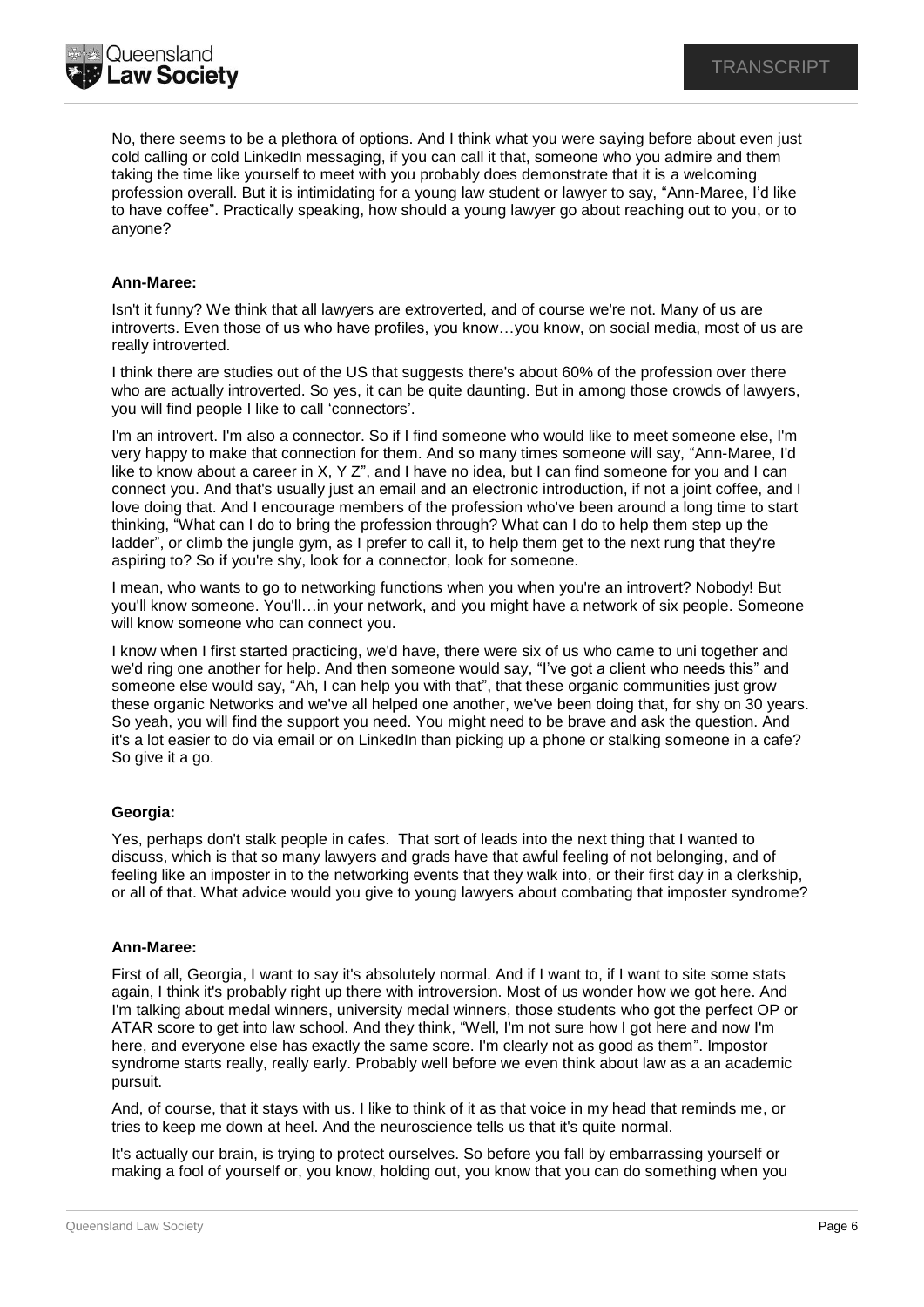No, there seems to be a plethora of options. And I think what you were saying before about even just cold calling or cold LinkedIn messaging, if you can call it that, someone who you admire and them taking the time like yourself to meet with you probably does demonstrate that it is a welcoming profession overall. But it is intimidating for a young law student or lawyer to say, "Ann-Maree, I'd like to have coffee". Practically speaking, how should a young lawyer go about reaching out to you, or to anyone?

**Ann-Maree:**

Isn't it funny? We think that all lawyers are extroverted, and of course we're not. Many of us are introverts. Even those of us who have profiles, you know…you know, on social media, most of us are really introverted.

I think there are studies out of the US that suggests there's about 60% of the profession over there who are actually introverted. So yes, it can be quite daunting. But in among those crowds of lawyers, you will find people I like to call 'connectors'.

I'm an introvert. I'm also a connector. So if I find someone who would like to meet someone else, I'm very happy to make that connection for them. And so many times someone will say, "Ann-Maree, I'd like to know about a career in X, Y Z", and I have no idea, but I can find someone for you and I can connect you. And that's usually just an email and an electronic introduction, if not a joint coffee, and I love doing that. And I encourage members of the profession who've been around a long time to start thinking, "What can I do to bring the profession through? What can I do to help them step up the ladder", or climb the jungle gym, as I prefer to call it, to help them get to the next rung that they're aspiring to? So if you're shy, look for a connector, look for someone.

I mean, who wants to go to networking functions when you when you're an introvert? Nobody! But you'll know someone. You'll…in your network, and you might have a network of six people. Someone will know someone who can connect you.

I know when I first started practicing, we'd have, there were six of us who came to uni together and we'd ring one another for help. And then someone would say, "I've got a client who needs this" and someone else would say, "Ah, I can help you with that", that these organic communities just grow these organic Networks and we've all helped one another, we've been doing that, for shy on 30 years. So yeah, you will find the support you need. You might need to be brave and ask the question. And it's a lot easier to do via email or on LinkedIn than picking up a phone or stalking someone in a cafe? So give it a go.

**Georgia:**

Yes, perhaps don't stalk people in cafes. That sort of leads into the next thing that I wanted to discuss, which is that so many lawyers and grads have that awful feeling of not belonging, and of feeling like an imposter in to the networking events that they walk into, or their first day in a clerkship, or all of that. What advice would you give to young lawyers about combating that imposter syndrome?

**Ann-Maree:**

First of all, Georgia, I want to say it's absolutely normal. And if I want to, if I want to site some stats again, I think it's probably right up there with introversion. Most of us wonder how we got here. And I'm talking about medal winners, university medal winners, those students who got the perfect OP or ATAR score to get into law school. And they think, "Well, I'm not sure how I got here and now I'm here, and everyone else has exactly the same score. I'm clearly not as good as them". Impostor syndrome starts really, really early. Probably well before we even think about law as a an academic pursuit.

And, of course, that it stays with us. I like to think of it as that voice in my head that reminds me, or tries to keep me down at heel. And the neuroscience tells us that it's quite normal.

It's actually our brain, is trying to protect ourselves. So before you fall by embarrassing yourself or making a fool of yourself or, you know, holding out, you know that you can do something when you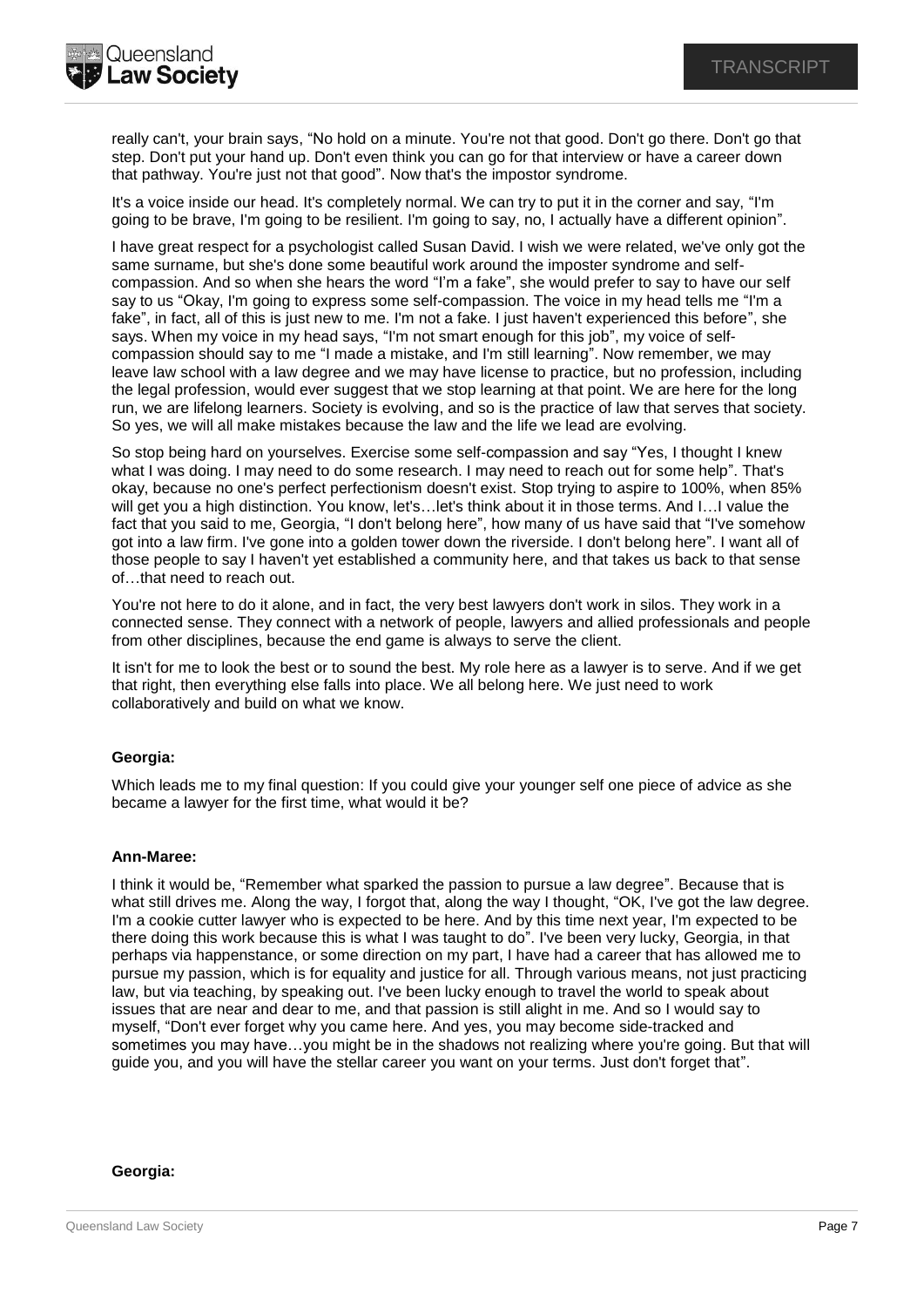really can't, your brain says, "No hold on a minute. You're not that good. Don't go there. Don't go that step. Don't put your hand up. Don't even think you can go for that interview or have a career down that pathway. You're just not that good". Now that's the impostor syndrome.

It's a voice inside our head. It's completely normal. We can try to put it in the corner and say, "I'm going to be brave, I'm going to be resilient. I'm going to say, no, I actually have a different opinion".

I have great respect for a psychologist called Susan David. I wish we were related, we've only got the same surname, but she's done some beautiful work around the imposter syndrome and self-compassion. And so when she hears the word "I'm a fake", she would prefer to say to have our self say to us "Okay, I'm going to express some self-compassion. The voice in my head tells me "I'm a fake", in fact, all of this is just new to me. I'm not a fake. I just haven't experienced this before", she says. When my voice in my head says, "I'm not smart enough for this job", my voice of self-compassion should say to me "I made a mistake, and I'm still learning". Now remember, we may leave law school with a law degree and we may have license to practice, but no profession, including the legal profession, would ever suggest that we stop learning at that point. We are here for the long run, we are lifelong learners. Society is evolving, and so is the practice of law that serves that society. So yes, we will all make mistakes because the law and the life we lead are evolving.

So stop being hard on yourselves. Exercise some self-compassion and say "Yes, I thought I knew what I was doing. I may need to do some research. I may need to reach out for some help". That's okay, because no one's perfect perfectionism doesn't exist. Stop trying to aspire to 100%, when 85% will get you a high distinction. You know, let's…let's think about it in those terms. And I…I value the fact that you said to me, Georgia, "I don't belong here", how many of us have said that "I've somehow got into a law firm. I've gone into a golden tower down the riverside. I don't belong here". I want all of those people to say I haven't yet established a community here, and that takes us back to that sense of…that need to reach out.

You're not here to do it alone, and in fact, the very best lawyers don't work in silos. They work in a connected sense. They connect with a network of people, lawyers and allied professionals and people from other disciplines, because the end game is always to serve the client.

It isn't for me to look the best or to sound the best. My role here as a lawyer is to serve. And if we get that right, then everything else falls into place. We all belong here. We just need to work collaboratively and build on what we know.

**Georgia:**

Which leads me to my final question: If you could give your younger self one piece of advice as she became a lawyer for the first time, what would it be?

**Ann-Maree:**

I think it would be, "Remember what sparked the passion to pursue a law degree". Because that is what still drives me. Along the way, I forgot that, along the way I thought, "OK, I've got the law degree. I'm a cookie cutter lawyer who is expected to be here. And by this time next year, I'm expected to be there doing this work because this is what I was taught to do". I've been very lucky, Georgia, in that perhaps via happenstance, or some direction on my part, I have had a career that has allowed me to pursue my passion, which is for equality and justice for all. Through various means, not just practicing law, but via teaching, by speaking out. I've been lucky enough to travel the world to speak about issues that are near and dear to me, and that passion is still alight in me. And so I would say to myself, "Don't ever forget why you came here. And yes, you may become side-tracked and sometimes you may have…you might be in the shadows not realizing where you're going. But that will guide you, and you will have the stellar career you want on your terms. Just don't forget that".

**Georgia:**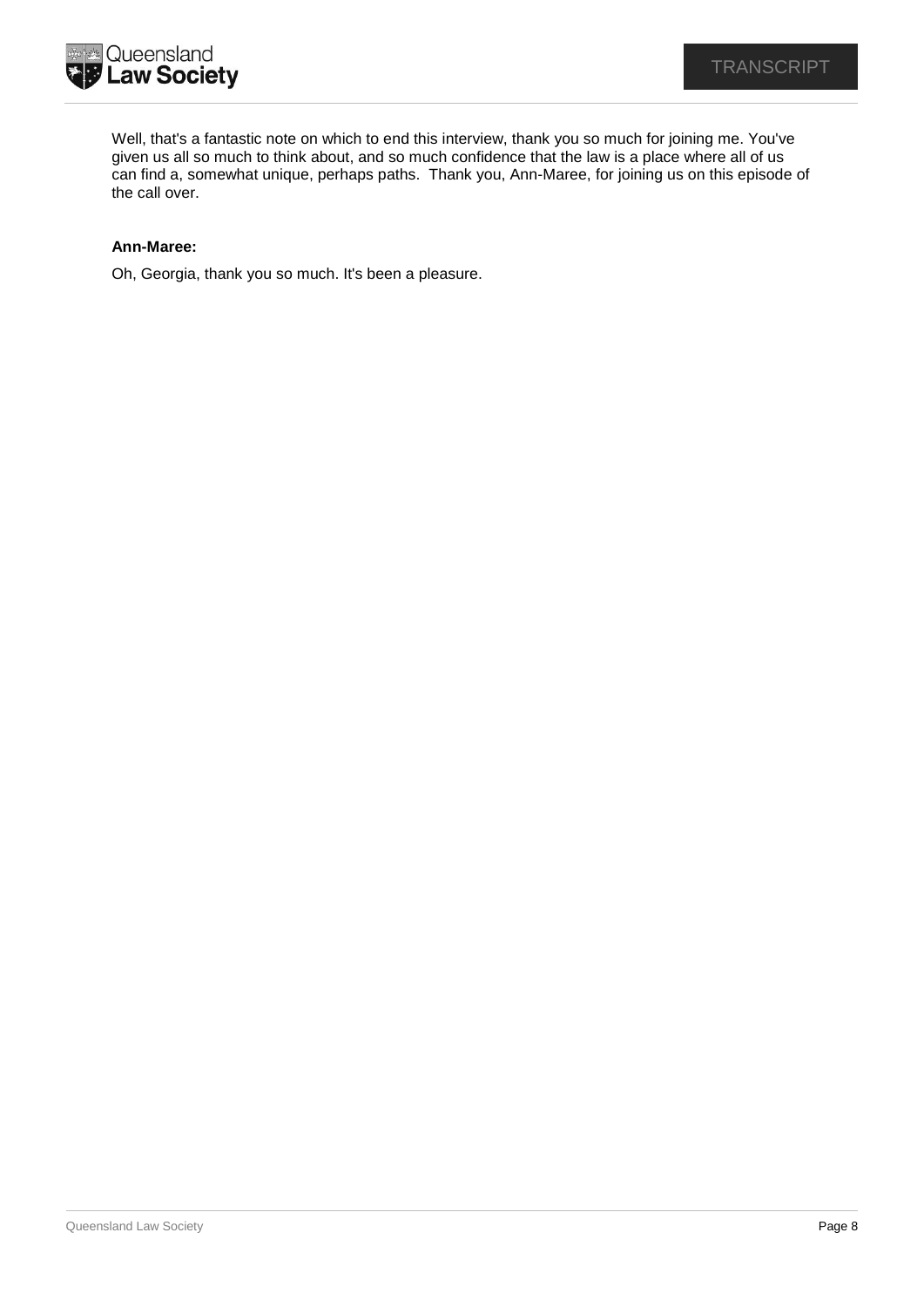Well, that's a fantastic note on which to end this interview, thank you so much for joining me. You've given us all so much to think about, and so much confidence that the law is a place where all of us can find a, somewhat unique, perhaps paths.  Thank you, Ann-Maree, for joining us on this episode of the call over.

**Ann-Maree:**

Oh, Georgia, thank you so much. It's been a pleasure.